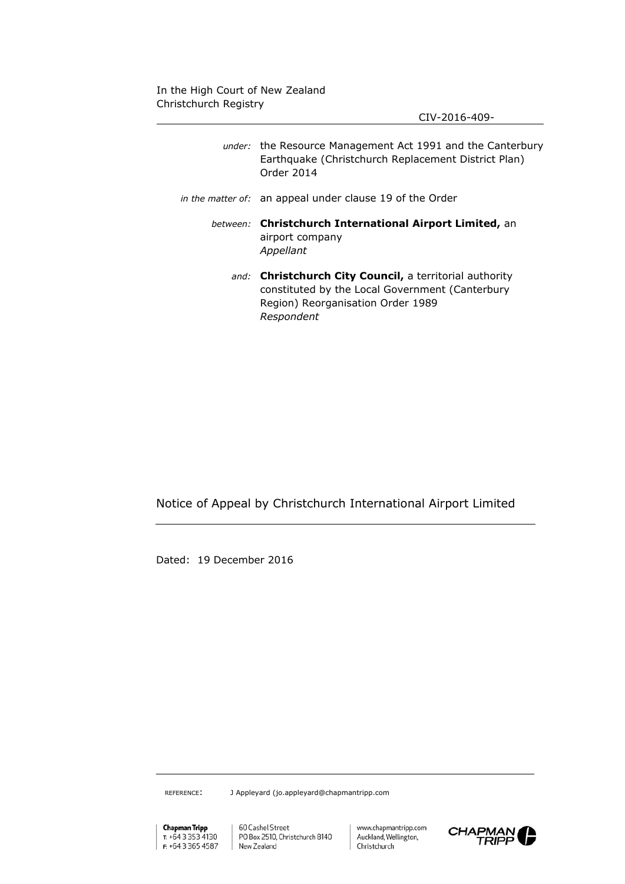In the High Court of New Zealand
Christchurch Registry

CIV-2016-409-

*under:* the Resource Management Act 1991 and the Canterbury Earthquake (Christchurch Replacement District Plan) Order 2014

*in the matter of:* an appeal under clause 19 of the Order

*between:* **Christchurch International Airport Limited,** an airport company
*Appellant*

*and:* **Christchurch City Council,** a territorial authority constituted by the Local Government (Canterbury Region) Reorganisation Order 1989
*Respondent*

# Notice of Appeal by Christchurch International Airport Limited

Dated: 19 December 2016

REFERENCE: J Appleyard (jo.appleyard@chapmantripp.com

**Chapman Tripp**
T: +64 3 353 4130
F: +64 3 365 4587

60 Cashel Street
PO Box 2510, Christchurch 8140
New Zealand

www.chapmantripp.com
Auckland, Wellington,
Christchurch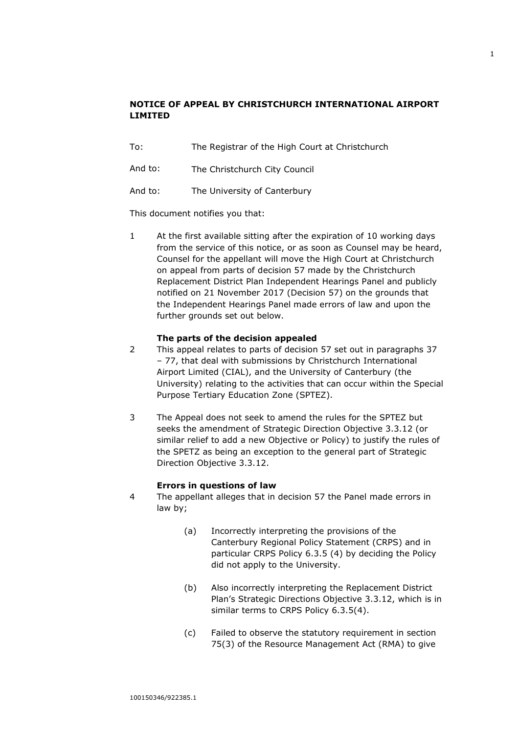**NOTICE OF APPEAL BY CHRISTCHURCH INTERNATIONAL AIRPORT LIMITED**

To: The Registrar of the High Court at Christchurch

And to: The Christchurch City Council

And to: The University of Canterbury

This document notifies you that:

1 At the first available sitting after the expiration of 10 working days from the service of this notice, or as soon as Counsel may be heard, Counsel for the appellant will move the High Court at Christchurch on appeal from parts of decision 57 made by the Christchurch Replacement District Plan Independent Hearings Panel and publicly notified on 21 November 2017 (Decision 57) on the grounds that the Independent Hearings Panel made errors of law and upon the further grounds set out below.

**The parts of the decision appealed**

2 This appeal relates to parts of decision 57 set out in paragraphs 37 – 77, that deal with submissions by Christchurch International Airport Limited (CIAL), and the University of Canterbury (the University) relating to the activities that can occur within the Special Purpose Tertiary Education Zone (SPTEZ).

3 The Appeal does not seek to amend the rules for the SPTEZ but seeks the amendment of Strategic Direction Objective 3.3.12 (or similar relief to add a new Objective or Policy) to justify the rules of the SPETZ as being an exception to the general part of Strategic Direction Objective 3.3.12.

**Errors in questions of law**

4 The appellant alleges that in decision 57 the Panel made errors in law by;

(a) Incorrectly interpreting the provisions of the Canterbury Regional Policy Statement (CRPS) and in particular CRPS Policy 6.3.5 (4) by deciding the Policy did not apply to the University.

(b) Also incorrectly interpreting the Replacement District Plan's Strategic Directions Objective 3.3.12, which is in similar terms to CRPS Policy 6.3.5(4).

(c) Failed to observe the statutory requirement in section 75(3) of the Resource Management Act (RMA) to give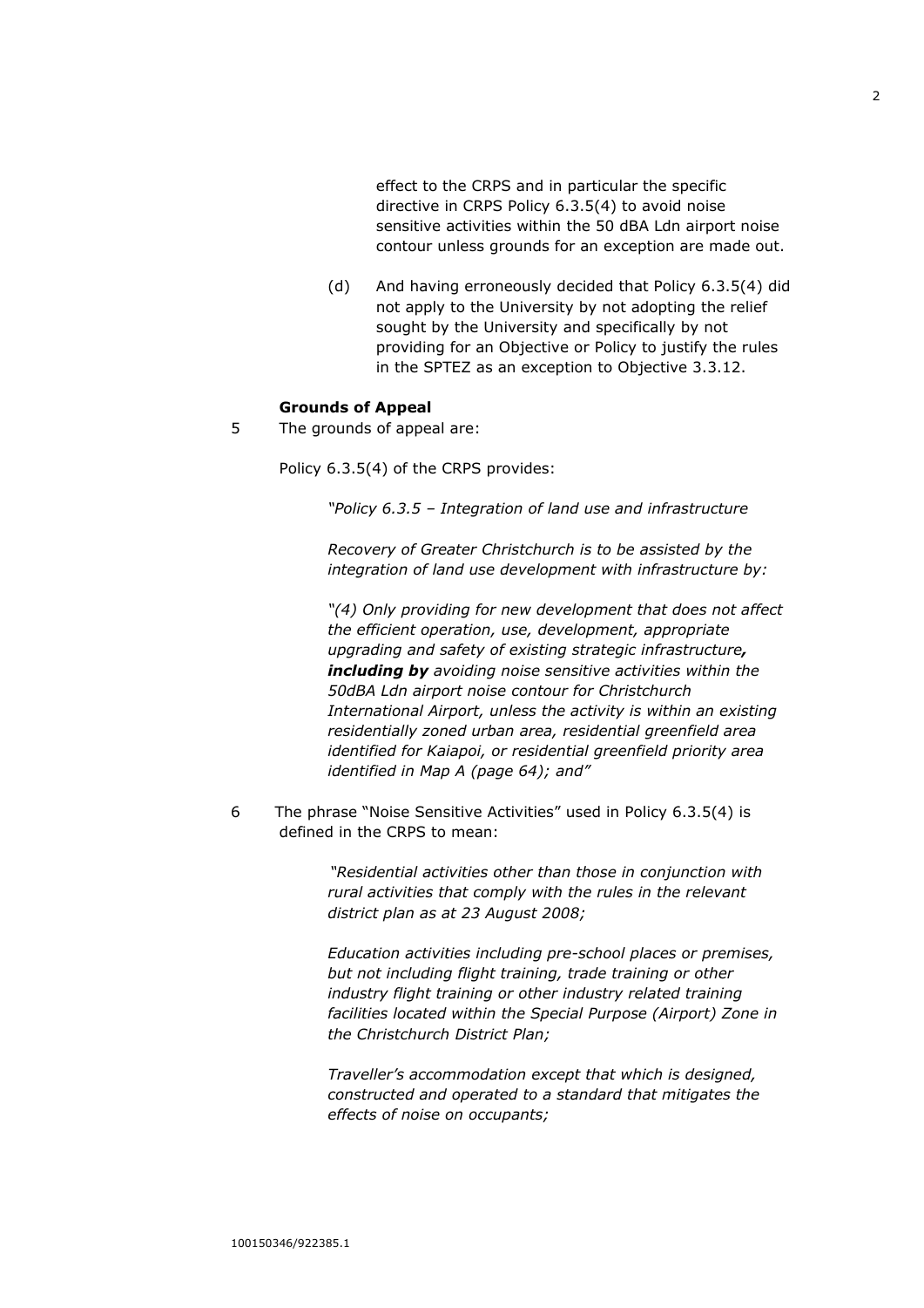effect to the CRPS and in particular the specific directive in CRPS Policy 6.3.5(4) to avoid noise sensitive activities within the 50 dBA Ldn airport noise contour unless grounds for an exception are made out.

(d) And having erroneously decided that Policy 6.3.5(4) did not apply to the University by not adopting the relief sought by the University and specifically by not providing for an Objective or Policy to justify the rules in the SPTEZ as an exception to Objective 3.3.12.

**Grounds of Appeal**

5 The grounds of appeal are:

Policy 6.3.5(4) of the CRPS provides:

> *"Policy 6.3.5 – Integration of land use and infrastructure*
>
> *Recovery of Greater Christchurch is to be assisted by the integration of land use development with infrastructure by:*
>
> *"(4) Only providing for new development that does not affect the efficient operation, use, development, appropriate upgrading and safety of existing strategic infrastructure**, including by** avoiding noise sensitive activities within the 50dBA Ldn airport noise contour for Christchurch International Airport, unless the activity is within an existing residentially zoned urban area, residential greenfield area identified for Kaiapoi, or residential greenfield priority area identified in Map A (page 64); and"*

6 The phrase "Noise Sensitive Activities" used in Policy 6.3.5(4) is defined in the CRPS to mean:

> *"Residential activities other than those in conjunction with rural activities that comply with the rules in the relevant district plan as at 23 August 2008;*
>
> *Education activities including pre-school places or premises, but not including flight training, trade training or other industry flight training or other industry related training facilities located within the Special Purpose (Airport) Zone in the Christchurch District Plan;*
>
> *Traveller's accommodation except that which is designed, constructed and operated to a standard that mitigates the effects of noise on occupants;*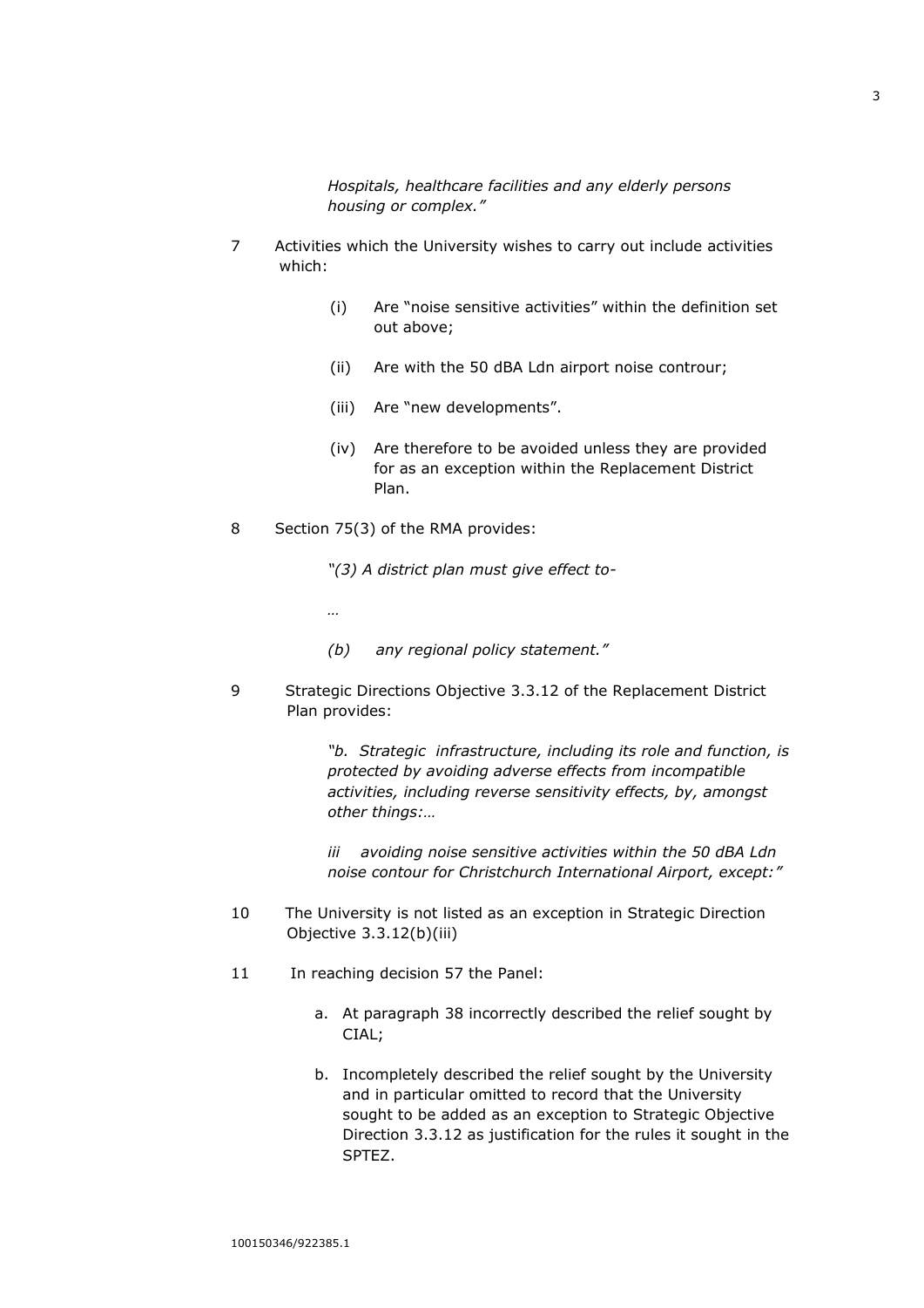*Hospitals, healthcare facilities and any elderly persons housing or complex."*

7 Activities which the University wishes to carry out include activities which:

(i) Are "noise sensitive activities" within the definition set out above;

(ii) Are with the 50 dBA Ldn airport noise controur;

(iii) Are "new developments".

(iv) Are therefore to be avoided unless they are provided for as an exception within the Replacement District Plan.

8 Section 75(3) of the RMA provides:

*"(3) A district plan must give effect to-*

*…*

*(b) any regional policy statement."*

9 Strategic Directions Objective 3.3.12 of the Replacement District Plan provides:

*"b. Strategic infrastructure, including its role and function, is protected by avoiding adverse effects from incompatible activities, including reverse sensitivity effects, by, amongst other things:…*

*iii avoiding noise sensitive activities within the 50 dBA Ldn noise contour for Christchurch International Airport, except:"*

10 The University is not listed as an exception in Strategic Direction Objective 3.3.12(b)(iii)

11 In reaching decision 57 the Panel:

a. At paragraph 38 incorrectly described the relief sought by CIAL;

b. Incompletely described the relief sought by the University and in particular omitted to record that the University sought to be added as an exception to Strategic Objective Direction 3.3.12 as justification for the rules it sought in the SPTEZ.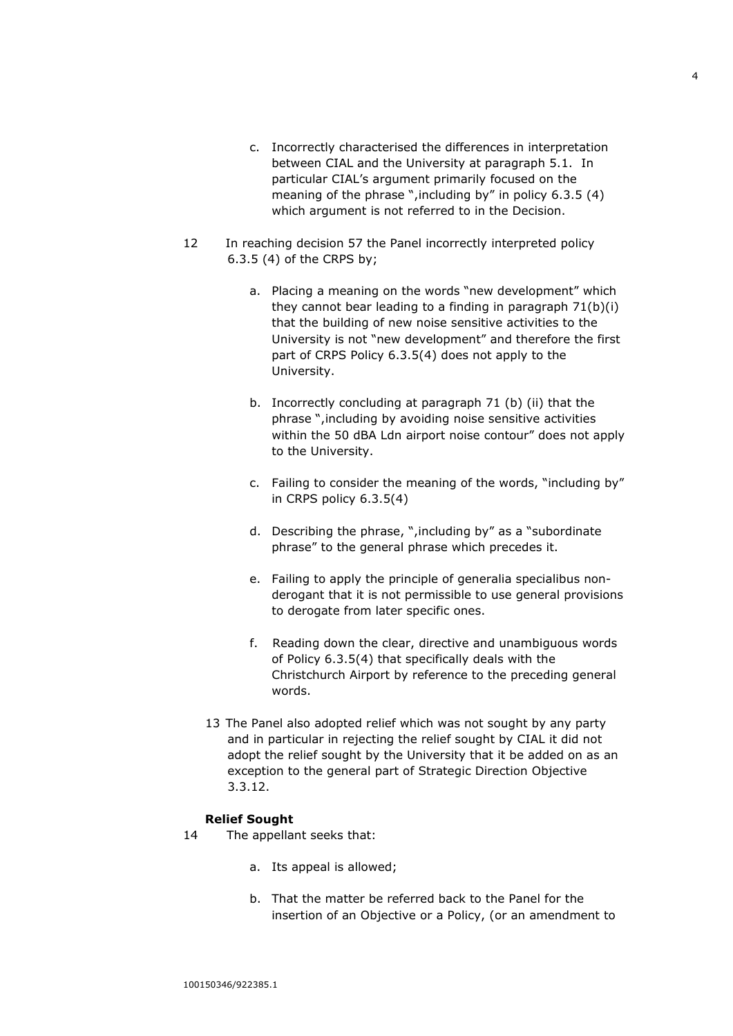c. Incorrectly characterised the differences in interpretation between CIAL and the University at paragraph 5.1. In particular CIAL's argument primarily focused on the meaning of the phrase ",including by" in policy 6.3.5 (4) which argument is not referred to in the Decision.

12 In reaching decision 57 the Panel incorrectly interpreted policy 6.3.5 (4) of the CRPS by;

a. Placing a meaning on the words "new development" which they cannot bear leading to a finding in paragraph 71(b)(i) that the building of new noise sensitive activities to the University is not "new development" and therefore the first part of CRPS Policy 6.3.5(4) does not apply to the University.

b. Incorrectly concluding at paragraph 71 (b) (ii) that the phrase ",including by avoiding noise sensitive activities within the 50 dBA Ldn airport noise contour" does not apply to the University.

c. Failing to consider the meaning of the words, "including by" in CRPS policy 6.3.5(4)

d. Describing the phrase, ",including by" as a "subordinate phrase" to the general phrase which precedes it.

e. Failing to apply the principle of generalia specialibus non-derogant that it is not permissible to use general provisions to derogate from later specific ones.

f. Reading down the clear, directive and unambiguous words of Policy 6.3.5(4) that specifically deals with the Christchurch Airport by reference to the preceding general words.

13 The Panel also adopted relief which was not sought by any party and in particular in rejecting the relief sought by CIAL it did not adopt the relief sought by the University that it be added on as an exception to the general part of Strategic Direction Objective 3.3.12.

**Relief Sought**

14 The appellant seeks that:

a. Its appeal is allowed;

b. That the matter be referred back to the Panel for the insertion of an Objective or a Policy, (or an amendment to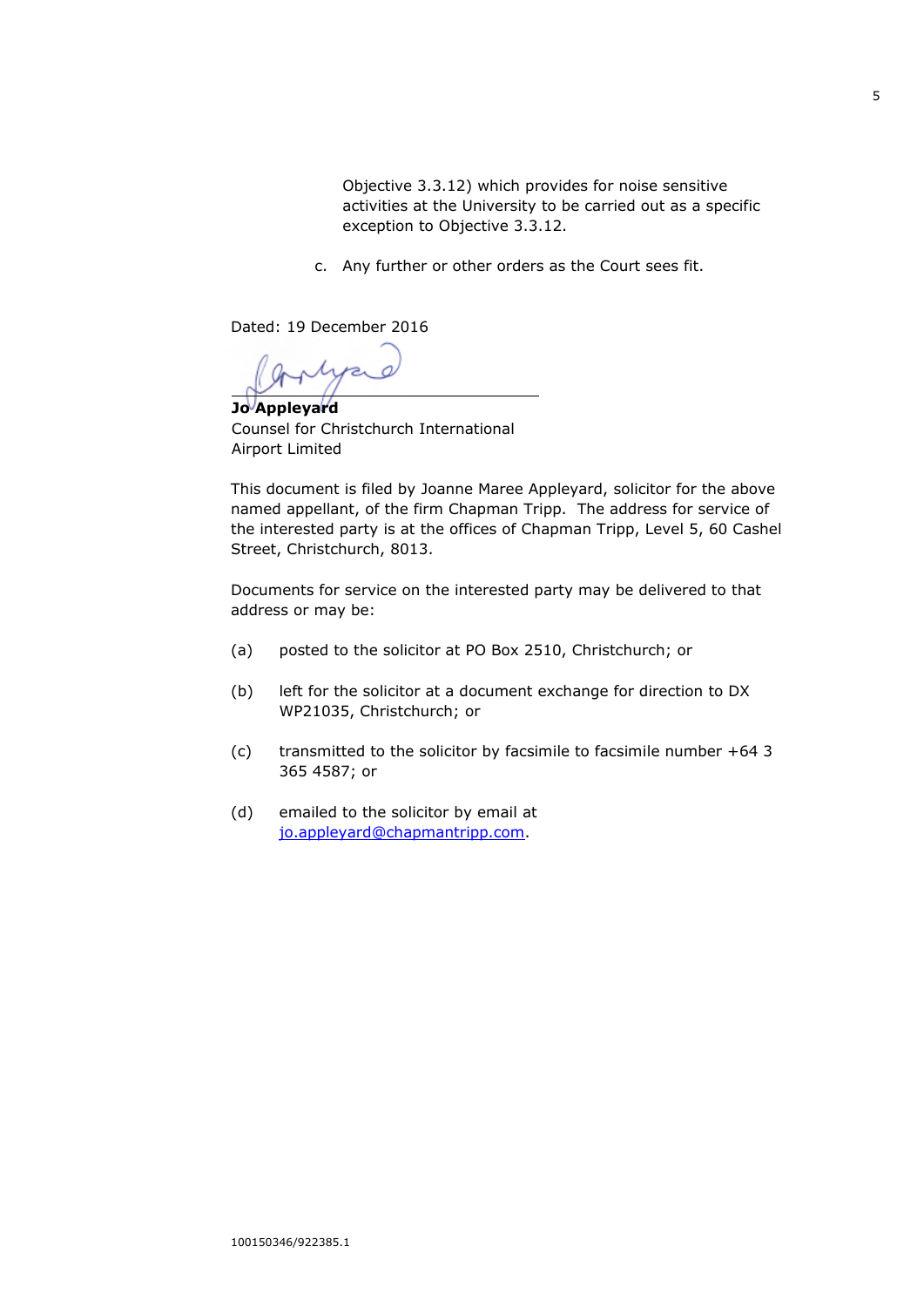Objective 3.3.12) which provides for noise sensitive activities at the University to be carried out as a specific exception to Objective 3.3.12.

c. Any further or other orders as the Court sees fit.

Dated: 19 December 2016

**Jo Appleyard**
Counsel for Christchurch International Airport Limited

This document is filed by Joanne Maree Appleyard, solicitor for the above named appellant, of the firm Chapman Tripp. The address for service of the interested party is at the offices of Chapman Tripp, Level 5, 60 Cashel Street, Christchurch, 8013.

Documents for service on the interested party may be delivered to that address or may be:

(a) posted to the solicitor at PO Box 2510, Christchurch; or

(b) left for the solicitor at a document exchange for direction to DX WP21035, Christchurch; or

(c) transmitted to the solicitor by facsimile to facsimile number +64 3 365 4587; or

(d) emailed to the solicitor by email at jo.appleyard@chapmantripp.com.

100150346/922385.1